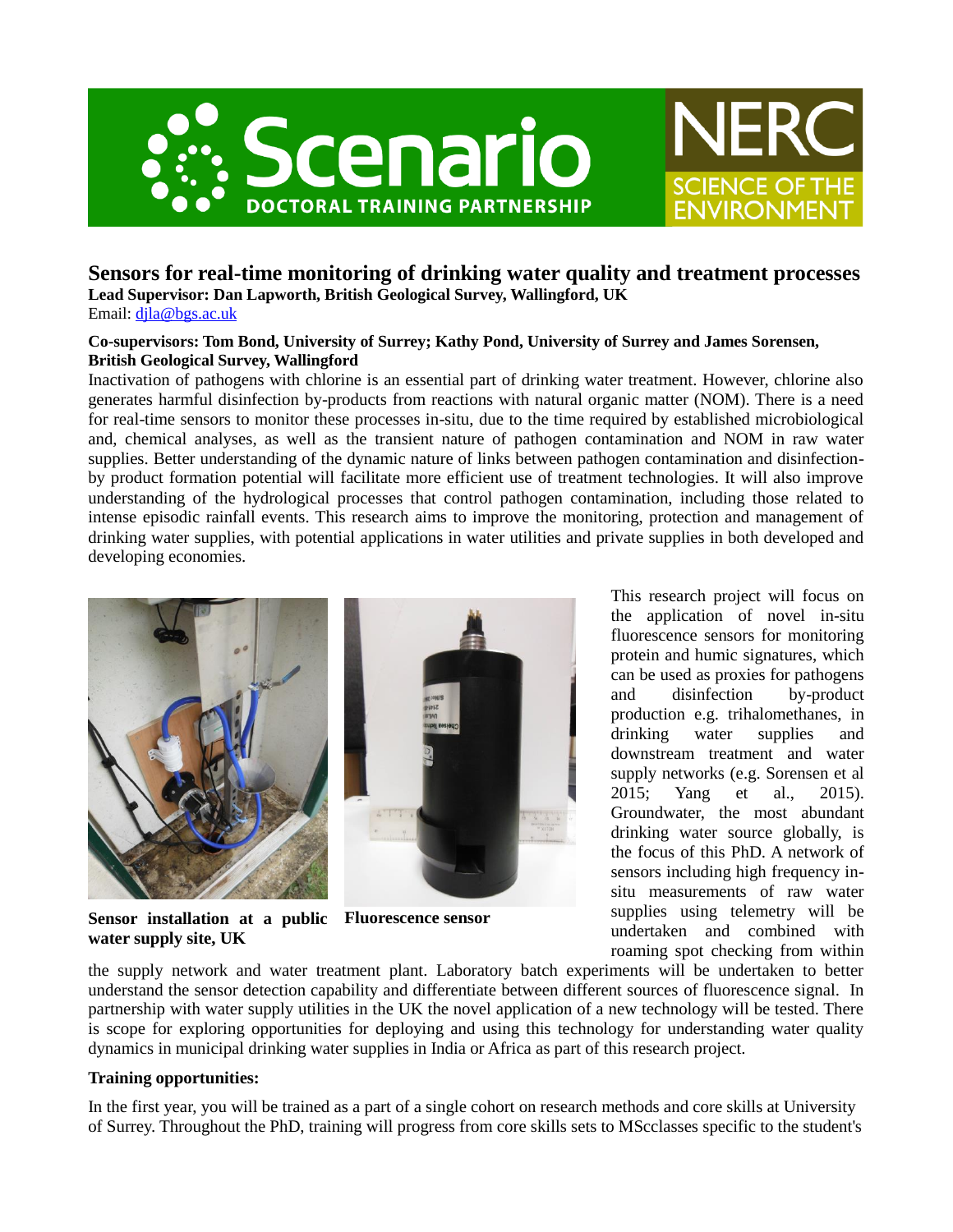# Sensors for real-time monitoring of drinking water quality and treatment processes

**Lead Supervisor: Dan Lapworth, British Geological Survey, Wallingford, UK**

Email: djla@bgs.ac.uk

**Co-supervisors: Tom Bond, University of Surrey; Kathy Pond, University of Surrey and James Sorensen, British Geological Survey, Wallingford**

Inactivation of pathogens with chlorine is an essential part of drinking water treatment. However, chlorine also generates harmful disinfection by-products from reactions with natural organic matter (NOM). There is a need for real-time sensors to monitor these processes in-situ, due to the time required by established microbiological and, chemical analyses, as well as the transient nature of pathogen contamination and NOM in raw water supplies. Better understanding of the dynamic nature of links between pathogen contamination and disinfection-by product formation potential will facilitate more efficient use of treatment technologies. It will also improve understanding of the hydrological processes that control pathogen contamination, including those related to intense episodic rainfall events. This research aims to improve the monitoring, protection and management of drinking water supplies, with potential applications in water utilities and private supplies in both developed and developing economies.

**Sensor installation at a public water supply site, UK**

**Fluorescence sensor**

This research project will focus on the application of novel in-situ fluorescence sensors for monitoring protein and humic signatures, which can be used as proxies for pathogens and disinfection by-product production e.g. trihalomethanes, in drinking water supplies and downstream treatment and water supply networks (e.g. Sorensen et al 2015; Yang et al., 2015). Groundwater, the most abundant drinking water source globally, is the focus of this PhD. A network of sensors including high frequency in-situ measurements of raw water supplies using telemetry will be undertaken and combined with roaming spot checking from within the supply network and water treatment plant. Laboratory batch experiments will be undertaken to better understand the sensor detection capability and differentiate between different sources of fluorescence signal. In partnership with water supply utilities in the UK the novel application of a new technology will be tested. There is scope for exploring opportunities for deploying and using this technology for understanding water quality dynamics in municipal drinking water supplies in India or Africa as part of this research project.

**Training opportunities:**

In the first year, you will be trained as a part of a single cohort on research methods and core skills at University of Surrey. Throughout the PhD, training will progress from core skills sets to MScclasses specific to the student's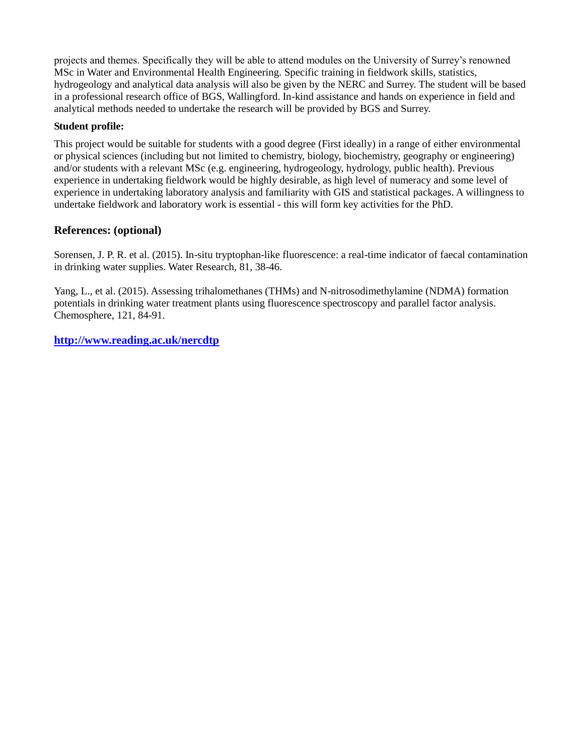projects and themes. Specifically they will be able to attend modules on the University of Surrey's renowned MSc in Water and Environmental Health Engineering. Specific training in fieldwork skills, statistics, hydrogeology and analytical data analysis will also be given by the NERC and Surrey. The student will be based in a professional research office of BGS, Wallingford. In-kind assistance and hands on experience in field and analytical methods needed to undertake the research will be provided by BGS and Surrey.

**Student profile:**

This project would be suitable for students with a good degree (First ideally) in a range of either environmental or physical sciences (including but not limited to chemistry, biology, biochemistry, geography or engineering) and/or students with a relevant MSc (e.g. engineering, hydrogeology, hydrology, public health). Previous experience in undertaking fieldwork would be highly desirable, as high level of numeracy and some level of experience in undertaking laboratory analysis and familiarity with GIS and statistical packages. A willingness to undertake fieldwork and laboratory work is essential - this will form key activities for the PhD.

## References: (optional)

Sorensen, J. P. R. et al. (2015). In-situ tryptophan-like fluorescence: a real-time indicator of faecal contamination in drinking water supplies. Water Research, 81, 38-46.

Yang, L., et al. (2015). Assessing trihalomethanes (THMs) and N-nitrosodimethylamine (NDMA) formation potentials in drinking water treatment plants using fluorescence spectroscopy and parallel factor analysis. Chemosphere, 121, 84-91.

**http://www.reading.ac.uk/nercdtp**